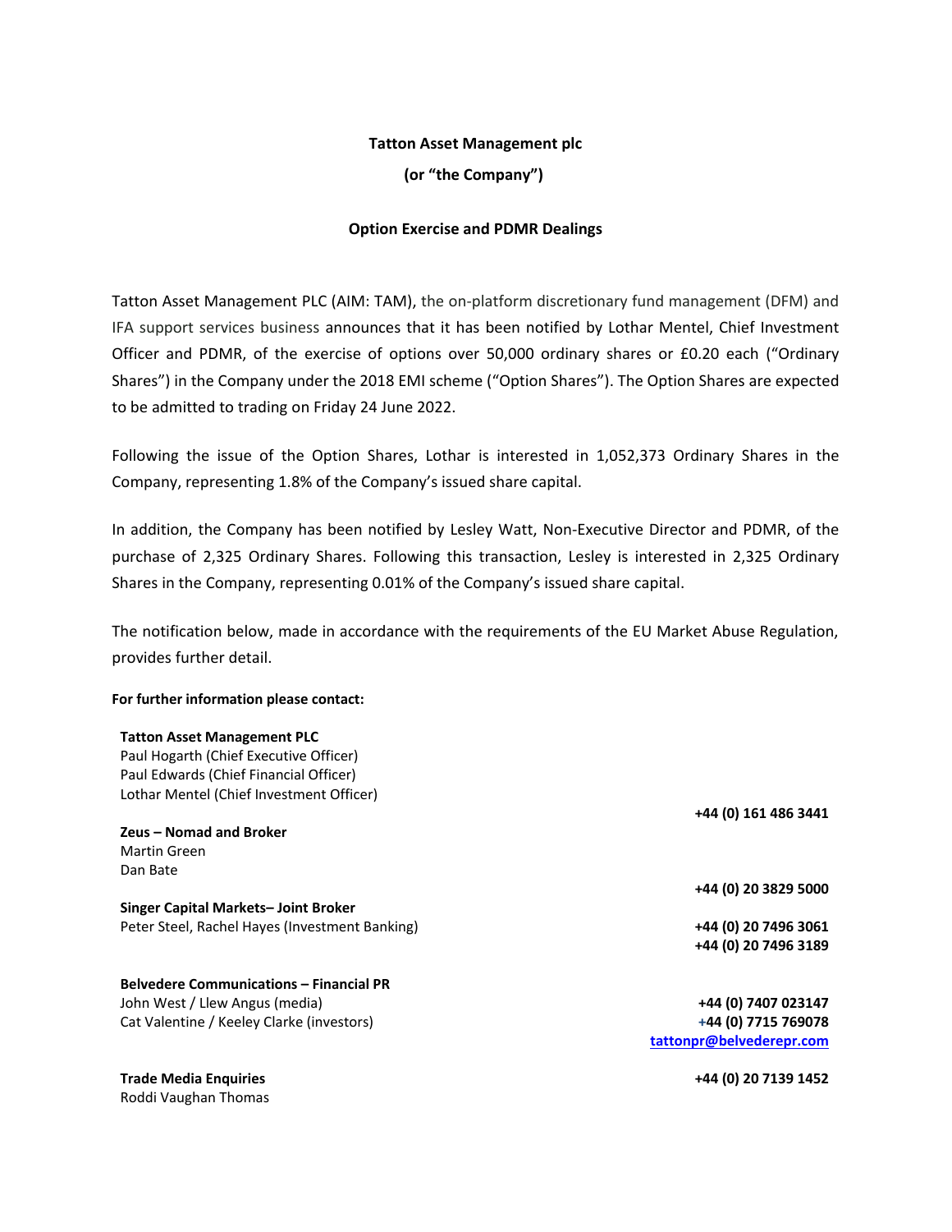**Tatton Asset Management plc**

**(or "the Company")**

**Option Exercise and PDMR Dealings**

Tatton Asset Management PLC (AIM: TAM), the on-platform discretionary fund management (DFM) and IFA support services business announces that it has been notified by Lothar Mentel, Chief Investment Officer and PDMR, of the exercise of options over 50,000 ordinary shares or £0.20 each ("Ordinary Shares") in the Company under the 2018 EMI scheme ("Option Shares"). The Option Shares are expected to be admitted to trading on Friday 24 June 2022.

Following the issue of the Option Shares, Lothar is interested in 1,052,373 Ordinary Shares in the Company, representing 1.8% of the Company's issued share capital.

In addition, the Company has been notified by Lesley Watt, Non-Executive Director and PDMR, of the purchase of 2,325 Ordinary Shares. Following this transaction, Lesley is interested in 2,325 Ordinary Shares in the Company, representing 0.01% of the Company's issued share capital.

The notification below, made in accordance with the requirements of the EU Market Abuse Regulation, provides further detail.

**For further information please contact:**

| | |
|---|---|
| **Tatton Asset Management PLC** | |
| Paul Hogarth (Chief Executive Officer) | |
| Paul Edwards (Chief Financial Officer) | |
| Lothar Mentel (Chief Investment Officer) | |
| | **+44 (0) 161 486 3441** |
| **Zeus – Nomad and Broker** | |
| Martin Green | |
| Dan Bate | |
| | **+44 (0) 20 3829 5000** |
| **Singer Capital Markets– Joint Broker** | |
| Peter Steel, Rachel Hayes (Investment Banking) | **+44 (0) 20 7496 3061** |
| | **+44 (0) 20 7496 3189** |
| **Belvedere Communications – Financial PR** | |
| John West / Llew Angus (media) | **+44 (0) 7407 023147** |
| Cat Valentine / Keeley Clarke (investors) | **+44 (0) 7715 769078** |
| | **tattonpr@belvederepr.com** |
| **Trade Media Enquiries** | **+44 (0) 20 7139 1452** |
| Roddi Vaughan Thomas | |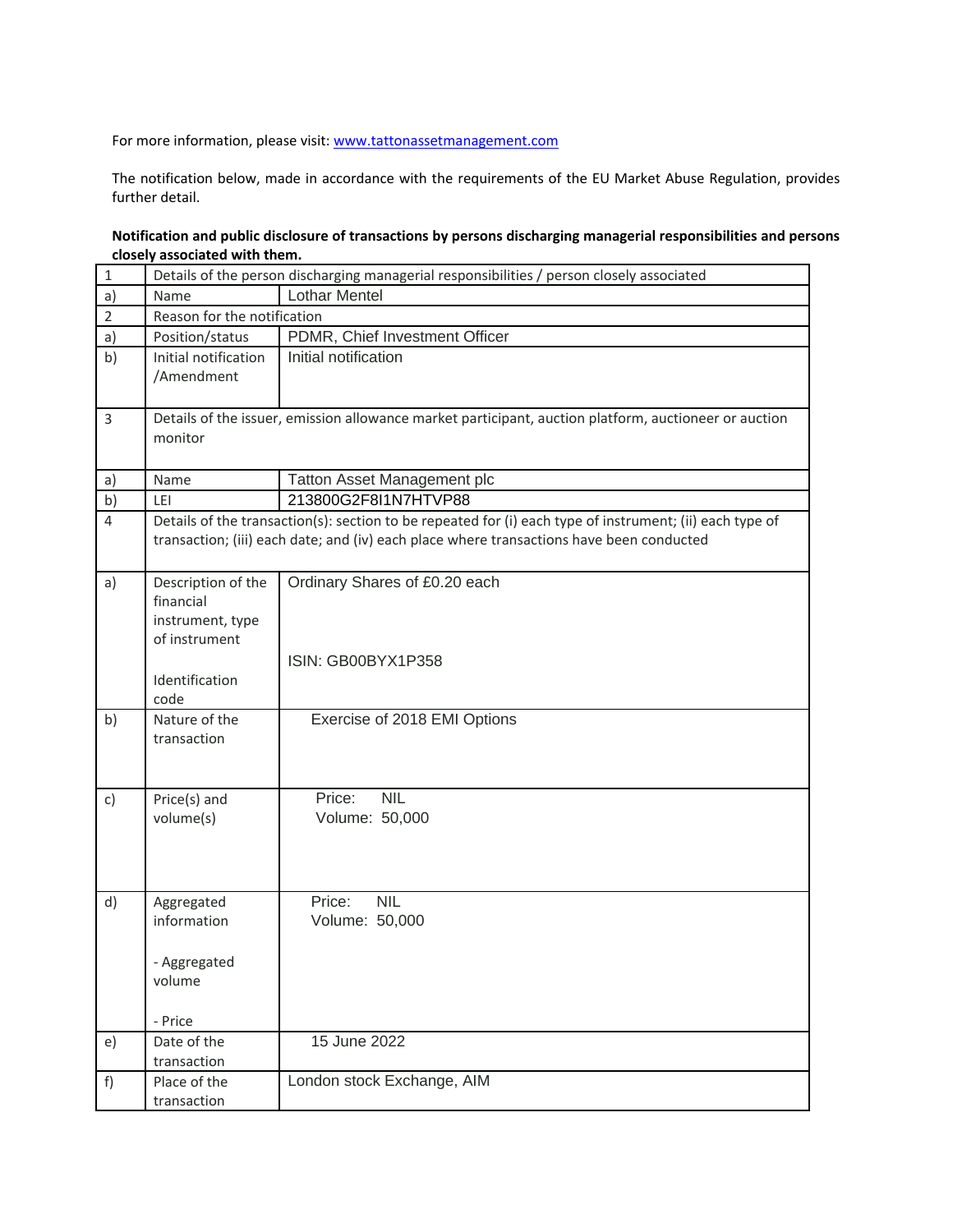For more information, please visit: www.tattonassetmanagement.com

The notification below, made in accordance with the requirements of the EU Market Abuse Regulation, provides further detail.

**Notification and public disclosure of transactions by persons discharging managerial responsibilities and persons closely associated with them.**

| | | |
|---|---|---|
| 1 | Details of the person discharging managerial responsibilities / person closely associated | |
| a) | Name | Lothar Mentel |
| 2 | Reason for the notification | |
| a) | Position/status | PDMR, Chief Investment Officer |
| b) | Initial notification /Amendment | Initial notification |
| 3 | Details of the issuer, emission allowance market participant, auction platform, auctioneer or auction monitor | |
| a) | Name | Tatton Asset Management plc |
| b) | LEI | 213800G2F8I1N7HTVP88 |
| 4 | Details of the transaction(s): section to be repeated for (i) each type of instrument; (ii) each type of transaction; (iii) each date; and (iv) each place where transactions have been conducted | |
| a) | Description of the financial instrument, type of instrument<br><br>Identification code | Ordinary Shares of £0.20 each<br><br>ISIN: GB00BYX1P358 |
| b) | Nature of the transaction | Exercise of 2018 EMI Options |
| c) | Price(s) and volume(s) | Price: NIL<br>Volume: 50,000 |
| d) | Aggregated information<br><br>- Aggregated volume<br><br>- Price | Price: NIL<br>Volume: 50,000 |
| e) | Date of the transaction | 15 June 2022 |
| f) | Place of the transaction | London stock Exchange, AIM |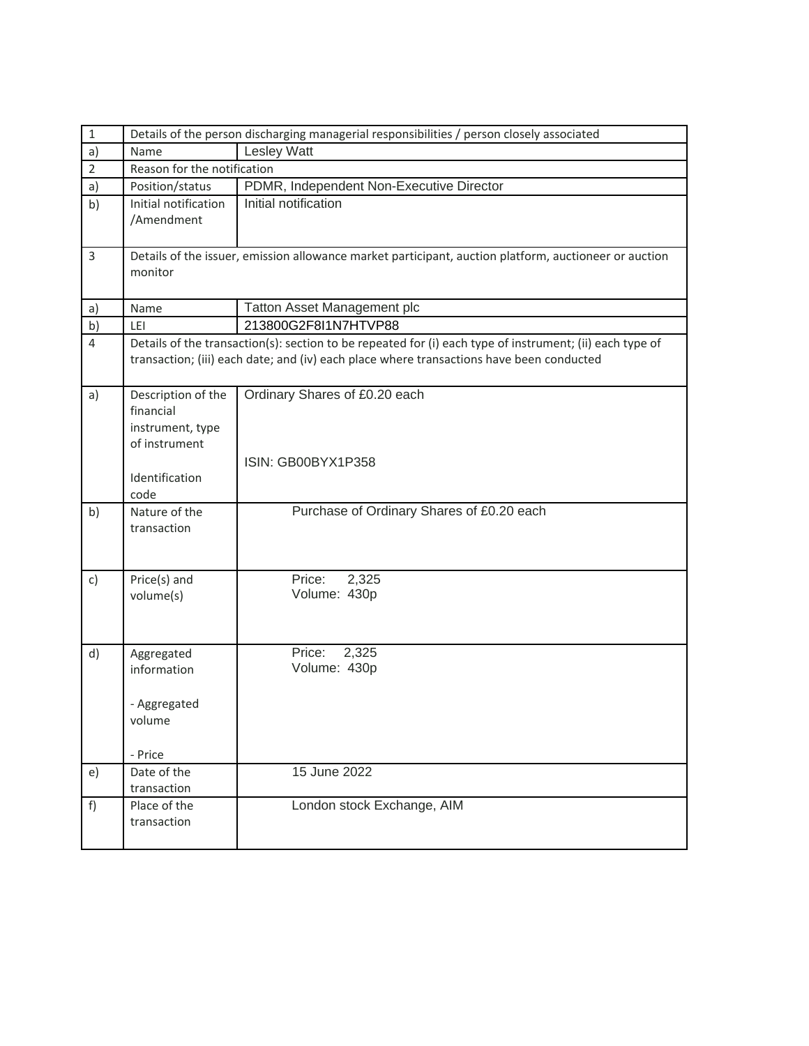| | | |
|---|---|---|
| 1 | Details of the person discharging managerial responsibilities / person closely associated | |
| a) | Name | Lesley Watt |
| 2 | Reason for the notification | |
| a) | Position/status | PDMR, Independent Non-Executive Director |
| b) | Initial notification /Amendment | Initial notification |
| 3 | Details of the issuer, emission allowance market participant, auction platform, auctioneer or auction monitor | |
| a) | Name | Tatton Asset Management plc |
| b) | LEI | 213800G2F8I1N7HTVP88 |
| 4 | Details of the transaction(s): section to be repeated for (i) each type of instrument; (ii) each type of transaction; (iii) each date; and (iv) each place where transactions have been conducted | |
| a) | Description of the financial instrument, type of instrument<br><br>Identification code | Ordinary Shares of £0.20 each<br><br>ISIN: GB00BYX1P358 |
| b) | Nature of the transaction | Purchase of Ordinary Shares of £0.20 each |
| c) | Price(s) and volume(s) | Price: 2,325<br>Volume: 430p |
| d) | Aggregated information<br><br>- Aggregated volume<br><br>- Price | Price: 2,325<br>Volume: 430p |
| e) | Date of the transaction | 15 June 2022 |
| f) | Place of the transaction | London stock Exchange, AIM |